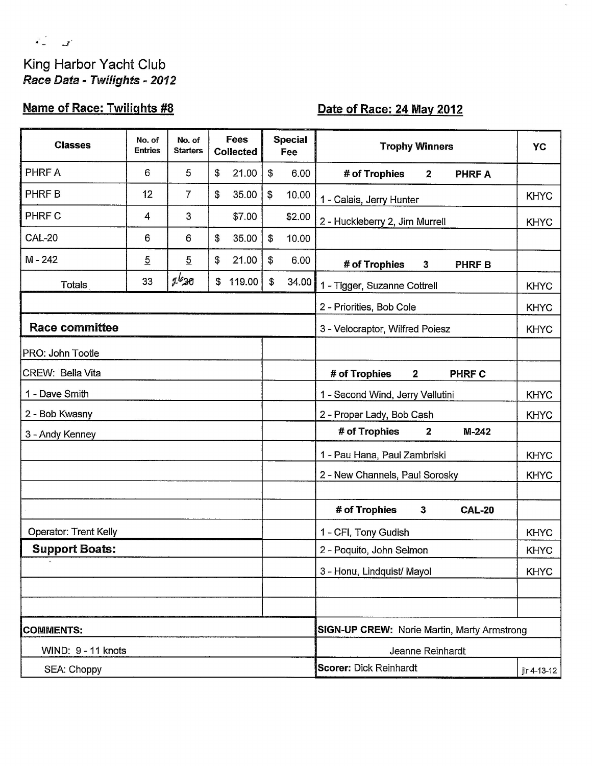King Harbor Yacht Club

***Race Data - Twilights - 2012***

**Name of Race: Twilights #8**

**Date of Race: 24 May 2012**

| Classes | No. of Entries | No. of Starters | Fees Collected | Special Fee |
|---|---|---|---|---|
| PHRF A | 6 | 5 | $ 21.00 | $ 6.00 |
| PHRF B | 12 | 7 | $ 35.00 | $ 10.00 |
| PHRF C | 4 | 3 | $7.00 | $2.00 |
| CAL-20 | 6 | 6 | $ 35.00 | $ 10.00 |
| M - 242 | 5 | 5 | $ 21.00 | $ 6.00 |
| Totals | 33 | 26 (30 crossed out) | $ 119.00 | $ 34.00 |

| Trophy Winners | YC |
|---|---|
| **# of Trophies 2 PHRF A** | |
| 1 - Calais, Jerry Hunter | KHYC |
| 2 - Huckleberry 2, Jim Murrell | KHYC |
| **# of Trophies 3 PHRF B** | |
| 1 - Tigger, Suzanne Cottrell | KHYC |
| 2 - Priorities, Bob Cole | KHYC |
| 3 - Velocraptor, Wilfred Poiesz | KHYC |
| **# of Trophies 2 PHRF C** | |
| 1 - Second Wind, Jerry Vellutini | KHYC |
| 2 - Proper Lady, Bob Cash | KHYC |
| **# of Trophies 2 M-242** | |
| 1 - Pau Hana, Paul Zambriski | KHYC |
| 2 - New Channels, Paul Sorosky | KHYC |
| **# of Trophies 3 CAL-20** | |
| 1 - CFI, Tony Gudish | KHYC |
| 2 - Poquito, John Selmon | KHYC |
| 3 - Honu, Lindquist/ Mayol | KHYC |

**Race committee**

PRO: John Tootle

CREW: Bella Vita

1 - Dave Smith

2 - Bob Kwasny

3 - Andy Kenney

Operator: Trent Kelly

**Support Boats:**

**COMMENTS:**

WIND: 9 - 11 knots

SEA: Choppy

**SIGN-UP CREW:** Norie Martin, Marty Armstrong

Jeanne Reinhardt

**Scorer:** Dick Reinhardt

jlr 4-13-12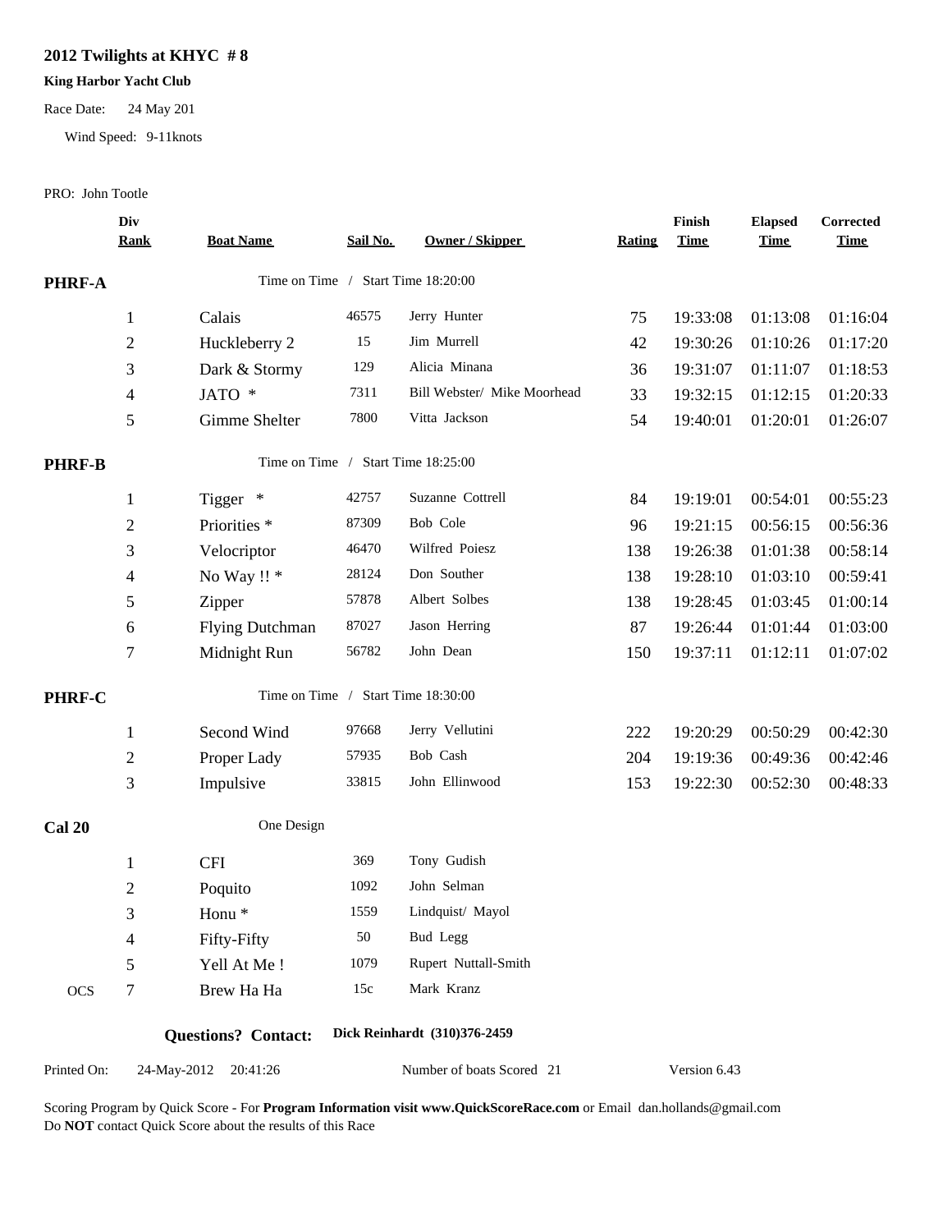## 2012 Twilights at KHYC # 8

**King Harbor Yacht Club**

Race Date: 24 May 201

Wind Speed: 9-11knots

PRO: John Tootle

| | Div Rank | Boat Name | Sail No. | Owner / Skipper | Rating | Finish Time | Elapsed Time | Corrected Time |
|---|---|---|---|---|---|---|---|---|
| **PHRF-A** | | Time on Time / Start Time 18:20:00 | | | | | | |
| | 1 | Calais | 46575 | Jerry Hunter | 75 | 19:33:08 | 01:13:08 | 01:16:04 |
| | 2 | Huckleberry 2 | 15 | Jim Murrell | 42 | 19:30:26 | 01:10:26 | 01:17:20 |
| | 3 | Dark & Stormy | 129 | Alicia Minana | 36 | 19:31:07 | 01:11:07 | 01:18:53 |
| | 4 | JATO * | 7311 | Bill Webster/ Mike Moorhead | 33 | 19:32:15 | 01:12:15 | 01:20:33 |
| | 5 | Gimme Shelter | 7800 | Vitta Jackson | 54 | 19:40:01 | 01:20:01 | 01:26:07 |
| **PHRF-B** | | Time on Time / Start Time 18:25:00 | | | | | | |
| | 1 | Tigger * | 42757 | Suzanne Cottrell | 84 | 19:19:01 | 00:54:01 | 00:55:23 |
| | 2 | Priorities * | 87309 | Bob Cole | 96 | 19:21:15 | 00:56:15 | 00:56:36 |
| | 3 | Velocriptor | 46470 | Wilfred Poiesz | 138 | 19:26:38 | 01:01:38 | 00:58:14 |
| | 4 | No Way !! * | 28124 | Don Souther | 138 | 19:28:10 | 01:03:10 | 00:59:41 |
| | 5 | Zipper | 57878 | Albert Solbes | 138 | 19:28:45 | 01:03:45 | 01:00:14 |
| | 6 | Flying Dutchman | 87027 | Jason Herring | 87 | 19:26:44 | 01:01:44 | 01:03:00 |
| | 7 | Midnight Run | 56782 | John Dean | 150 | 19:37:11 | 01:12:11 | 01:07:02 |
| **PHRF-C** | | Time on Time / Start Time 18:30:00 | | | | | | |
| | 1 | Second Wind | 97668 | Jerry Vellutini | 222 | 19:20:29 | 00:50:29 | 00:42:30 |
| | 2 | Proper Lady | 57935 | Bob Cash | 204 | 19:19:36 | 00:49:36 | 00:42:46 |
| | 3 | Impulsive | 33815 | John Ellinwood | 153 | 19:22:30 | 00:52:30 | 00:48:33 |
| **Cal 20** | | One Design | | | | | | |
| | 1 | CFI | 369 | Tony Gudish | | | | |
| | 2 | Poquito | 1092 | John Selman | | | | |
| | 3 | Honu * | 1559 | Lindquist/ Mayol | | | | |
| | 4 | Fifty-Fifty | 50 | Bud Legg | | | | |
| | 5 | Yell At Me ! | 1079 | Rupert Nuttall-Smith | | | | |
| OCS | 7 | Brew Ha Ha | 15c | Mark Kranz | | | | |

**Questions? Contact:** **Dick Reinhardt (310)376-2459**

Printed On: 24-May-2012 20:41:26 Number of boats Scored 21 Version 6.43

Scoring Program by Quick Score - For **Program Information visit www.QuickScoreRace.com** or Email dan.hollands@gmail.com
Do **NOT** contact Quick Score about the results of this Race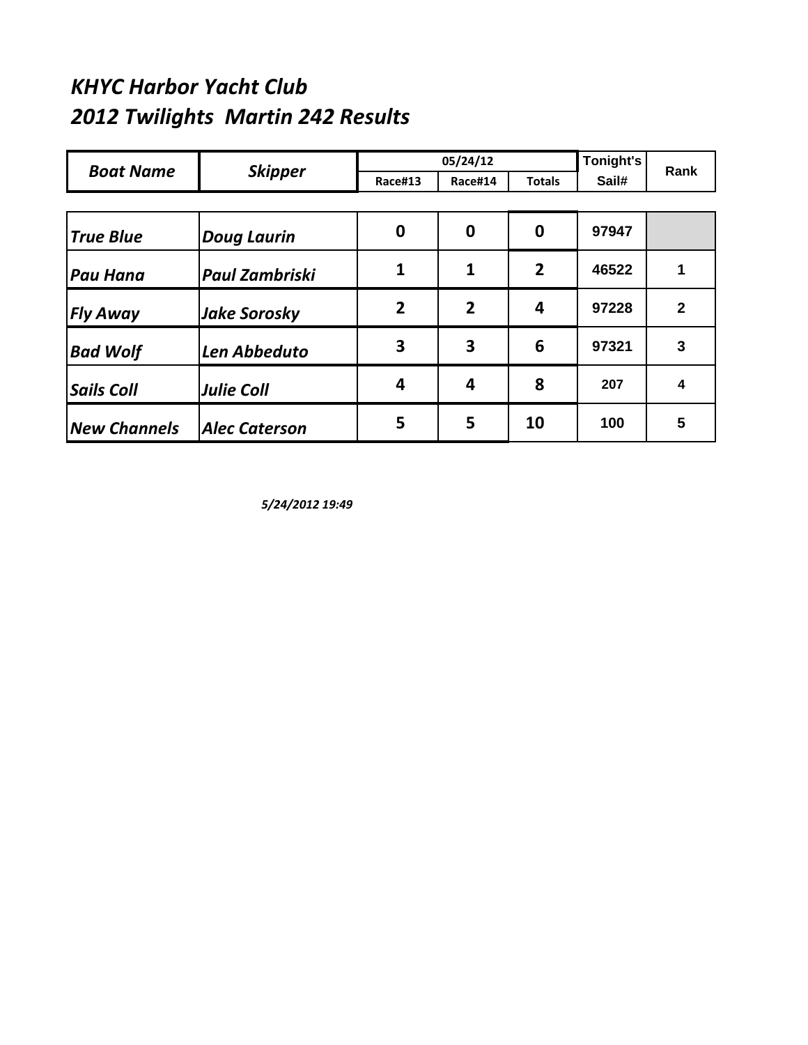# *KHYC Harbor Yacht Club*
## *2012 Twilights Martin 242 Results*

| Boat Name | Skipper | 05/24/12 | | | Tonight's Sail# | Rank |
|---|---|---|---|---|---|---|
| | | Race#13 | Race#14 | Totals | | |
| *True Blue* | *Doug Laurin* | 0 | 0 | 0 | 97947 | |
| *Pau Hana* | *Paul Zambriski* | 1 | 1 | 2 | 46522 | 1 |
| *Fly Away* | *Jake Sorosky* | 2 | 2 | 4 | 97228 | 2 |
| *Bad Wolf* | *Len Abbeduto* | 3 | 3 | 6 | 97321 | 3 |
| *Sails Coll* | *Julie Coll* | 4 | 4 | 8 | 207 | 4 |
| *New Channels* | *Alec Caterson* | 5 | 5 | 10 | 100 | 5 |

*5/24/2012 19:49*